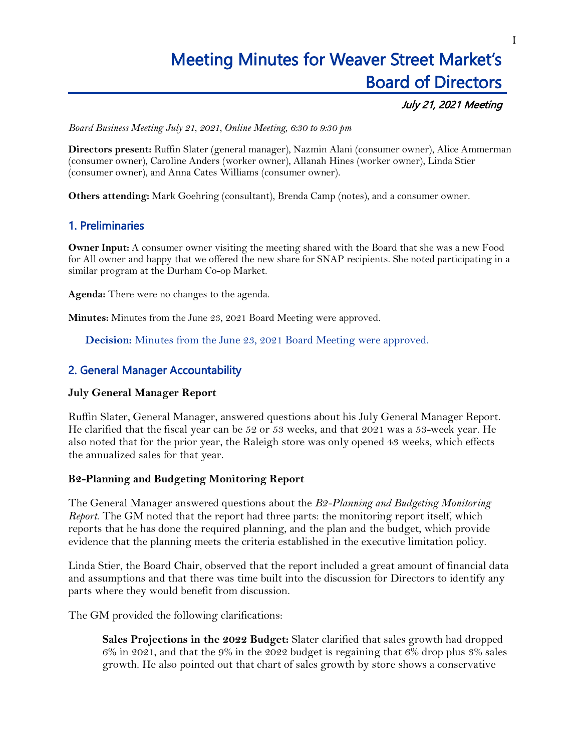# Meeting Minutes for Weaver Street Market's Board of Directors

*July 21, 2021 Meeting*

*Board Business Meeting July 21, 2021, Online Meeting, 6:30 to 9:30 pm*

**Directors present:** Ruffin Slater (general manager), Nazmin Alani (consumer owner), Alice Ammerman (consumer owner), Caroline Anders (worker owner), Allanah Hines (worker owner), Linda Stier (consumer owner), and Anna Cates Williams (consumer owner).

**Others attending:** Mark Goehring (consultant), Brenda Camp (notes), and a consumer owner.

## 1. Preliminaries

**Owner Input:** A consumer owner visiting the meeting shared with the Board that she was a new Food for All owner and happy that we offered the new share for SNAP recipients. She noted participating in a similar program at the Durham Co-op Market.

**Agenda:** There were no changes to the agenda.

**Minutes:** Minutes from the June 23, 2021 Board Meeting were approved.

> **Decision:** Minutes from the June 23, 2021 Board Meeting were approved.

## 2. General Manager Accountability

### July General Manager Report

Ruffin Slater, General Manager, answered questions about his July General Manager Report. He clarified that the fiscal year can be 52 or 53 weeks, and that 2021 was a 53-week year. He also noted that for the prior year, the Raleigh store was only opened 43 weeks, which effects the annualized sales for that year.

### B2-Planning and Budgeting Monitoring Report

The General Manager answered questions about the *B2-Planning and Budgeting Monitoring Report*. The GM noted that the report had three parts: the monitoring report itself, which reports that he has done the required planning, and the plan and the budget, which provide evidence that the planning meets the criteria established in the executive limitation policy.

Linda Stier, the Board Chair, observed that the report included a great amount of financial data and assumptions and that there was time built into the discussion for Directors to identify any parts where they would benefit from discussion.

The GM provided the following clarifications:

> **Sales Projections in the 2022 Budget:** Slater clarified that sales growth had dropped 6% in 2021, and that the 9% in the 2022 budget is regaining that 6% drop plus 3% sales growth. He also pointed out that chart of sales growth by store shows a conservative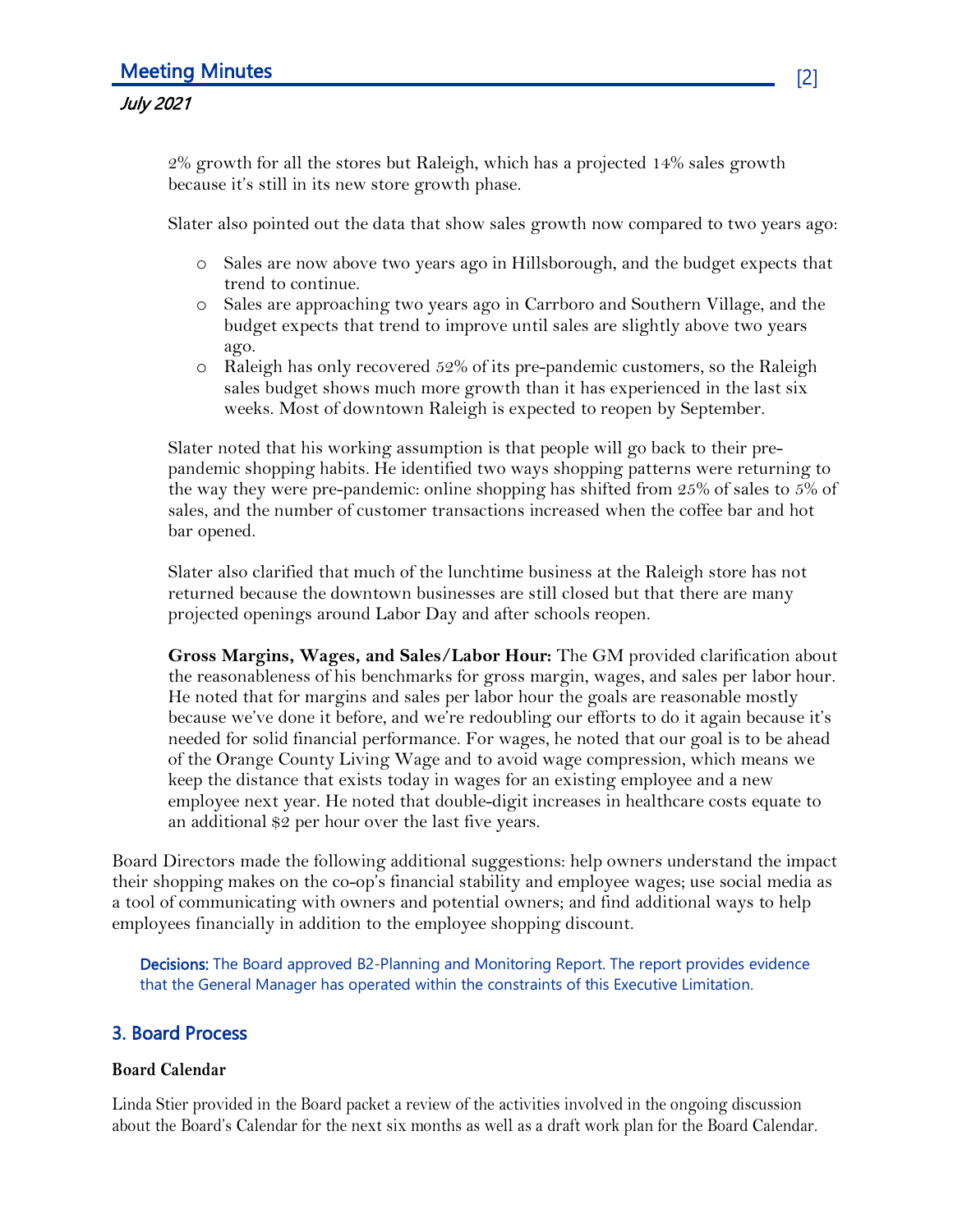2% growth for all the stores but Raleigh, which has a projected 14% sales growth because it's still in its new store growth phase.

Slater also pointed out the data that show sales growth now compared to two years ago:

- Sales are now above two years ago in Hillsborough, and the budget expects that trend to continue.
- Sales are approaching two years ago in Carrboro and Southern Village, and the budget expects that trend to improve until sales are slightly above two years ago.
- Raleigh has only recovered 52% of its pre-pandemic customers, so the Raleigh sales budget shows much more growth than it has experienced in the last six weeks. Most of downtown Raleigh is expected to reopen by September.

Slater noted that his working assumption is that people will go back to their pre-pandemic shopping habits. He identified two ways shopping patterns were returning to the way they were pre-pandemic: online shopping has shifted from 25% of sales to 5% of sales, and the number of customer transactions increased when the coffee bar and hot bar opened.

Slater also clarified that much of the lunchtime business at the Raleigh store has not returned because the downtown businesses are still closed but that there are many projected openings around Labor Day and after schools reopen.

**Gross Margins, Wages, and Sales/Labor Hour:** The GM provided clarification about the reasonableness of his benchmarks for gross margin, wages, and sales per labor hour. He noted that for margins and sales per labor hour the goals are reasonable mostly because we've done it before, and we're redoubling our efforts to do it again because it's needed for solid financial performance. For wages, he noted that our goal is to be ahead of the Orange County Living Wage and to avoid wage compression, which means we keep the distance that exists today in wages for an existing employee and a new employee next year. He noted that double-digit increases in healthcare costs equate to an additional $2 per hour over the last five years.

Board Directors made the following additional suggestions: help owners understand the impact their shopping makes on the co-op's financial stability and employee wages; use social media as a tool of communicating with owners and potential owners; and find additional ways to help employees financially in addition to the employee shopping discount.

**Decisions:** The Board approved B2-Planning and Monitoring Report. The report provides evidence that the General Manager has operated within the constraints of this Executive Limitation.

## 3. Board Process

### Board Calendar

Linda Stier provided in the Board packet a review of the activities involved in the ongoing discussion about the Board's Calendar for the next six months as well as a draft work plan for the Board Calendar.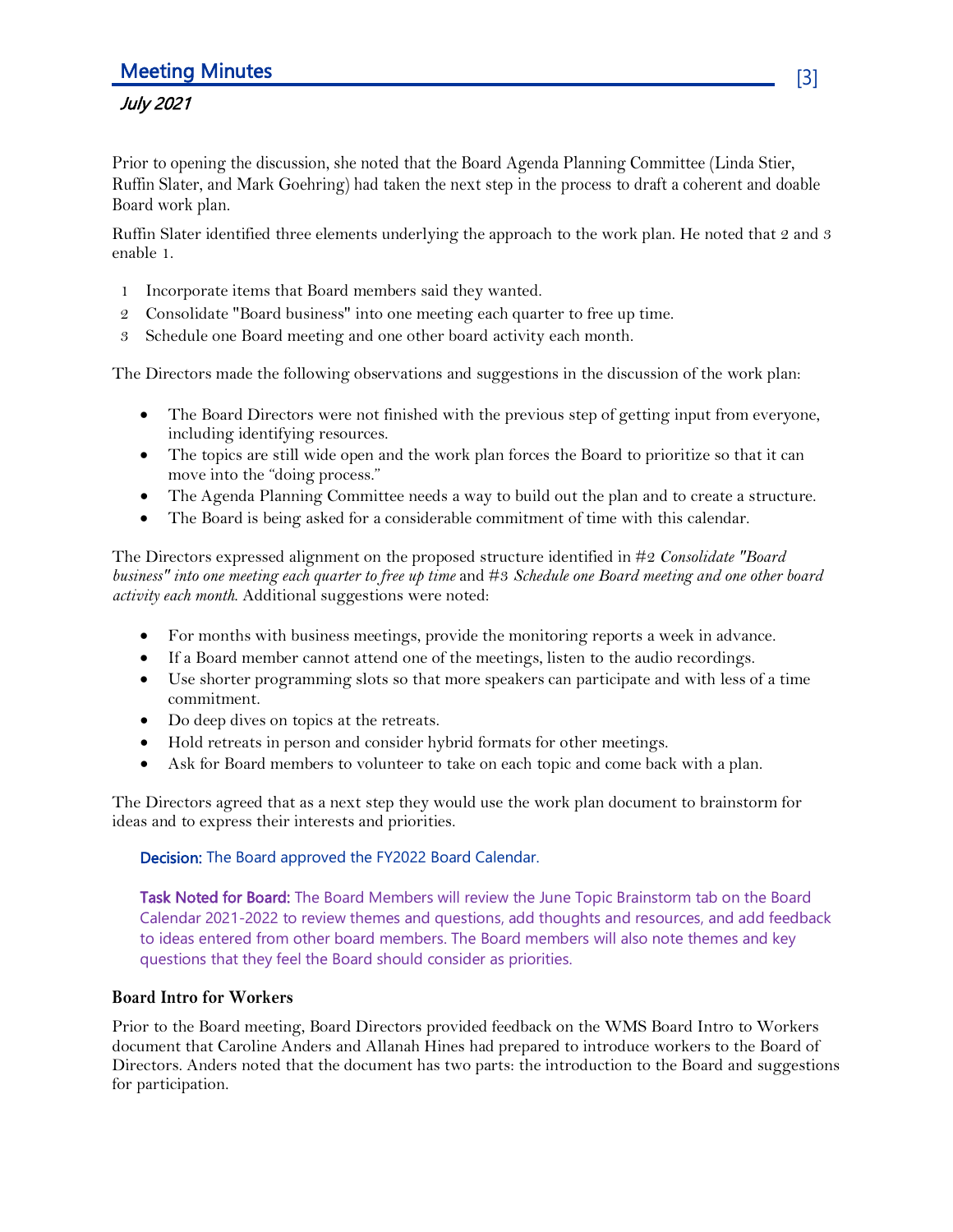Prior to opening the discussion, she noted that the Board Agenda Planning Committee (Linda Stier, Ruffin Slater, and Mark Goehring) had taken the next step in the process to draft a coherent and doable Board work plan.

Ruffin Slater identified three elements underlying the approach to the work plan. He noted that 2 and 3 enable 1.

1. Incorporate items that Board members said they wanted.
2. Consolidate "Board business" into one meeting each quarter to free up time.
3. Schedule one Board meeting and one other board activity each month.

The Directors made the following observations and suggestions in the discussion of the work plan:

- The Board Directors were not finished with the previous step of getting input from everyone, including identifying resources.
- The topics are still wide open and the work plan forces the Board to prioritize so that it can move into the "doing process."
- The Agenda Planning Committee needs a way to build out the plan and to create a structure.
- The Board is being asked for a considerable commitment of time with this calendar.

The Directors expressed alignment on the proposed structure identified in #2 *Consolidate "Board business" into one meeting each quarter to free up time* and #3 *Schedule one Board meeting and one other board activity each month*. Additional suggestions were noted:

- For months with business meetings, provide the monitoring reports a week in advance.
- If a Board member cannot attend one of the meetings, listen to the audio recordings.
- Use shorter programming slots so that more speakers can participate and with less of a time commitment.
- Do deep dives on topics at the retreats.
- Hold retreats in person and consider hybrid formats for other meetings.
- Ask for Board members to volunteer to take on each topic and come back with a plan.

The Directors agreed that as a next step they would use the work plan document to brainstorm for ideas and to express their interests and priorities.

**Decision:** The Board approved the FY2022 Board Calendar.

**Task Noted for Board:** The Board Members will review the June Topic Brainstorm tab on the Board Calendar 2021-2022 to review themes and questions, add thoughts and resources, and add feedback to ideas entered from other board members. The Board members will also note themes and key questions that they feel the Board should consider as priorities.

### Board Intro for Workers

Prior to the Board meeting, Board Directors provided feedback on the WMS Board Intro to Workers document that Caroline Anders and Allanah Hines had prepared to introduce workers to the Board of Directors. Anders noted that the document has two parts: the introduction to the Board and suggestions for participation.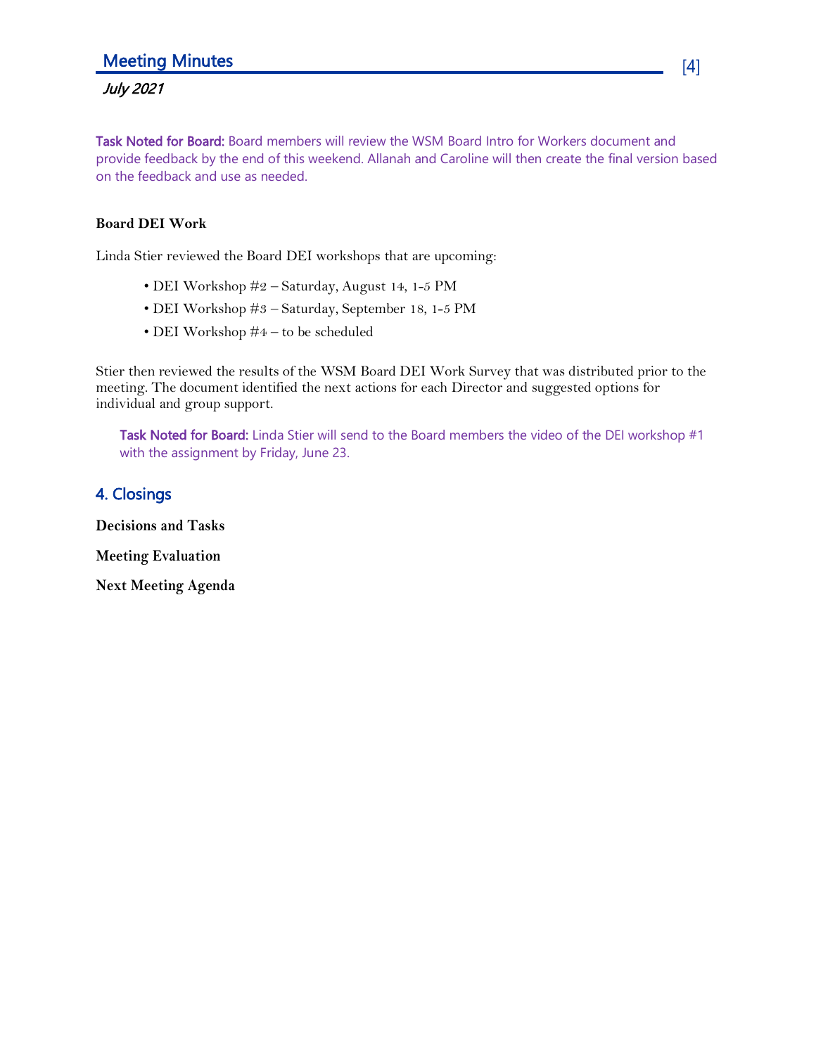**Task Noted for Board:** Board members will review the WSM Board Intro for Workers document and provide feedback by the end of this weekend. Allanah and Caroline will then create the final version based on the feedback and use as needed.

**Board DEI Work**

Linda Stier reviewed the Board DEI workshops that are upcoming:

- DEI Workshop #2 – Saturday, August 14, 1-5 PM
- DEI Workshop #3 – Saturday, September 18, 1-5 PM
- DEI Workshop #4 – to be scheduled

Stier then reviewed the results of the WSM Board DEI Work Survey that was distributed prior to the meeting. The document identified the next actions for each Director and suggested options for individual and group support.

> **Task Noted for Board:** Linda Stier will send to the Board members the video of the DEI workshop #1 with the assignment by Friday, June 23.

## 4. Closings

**Decisions and Tasks**

**Meeting Evaluation**

**Next Meeting Agenda**